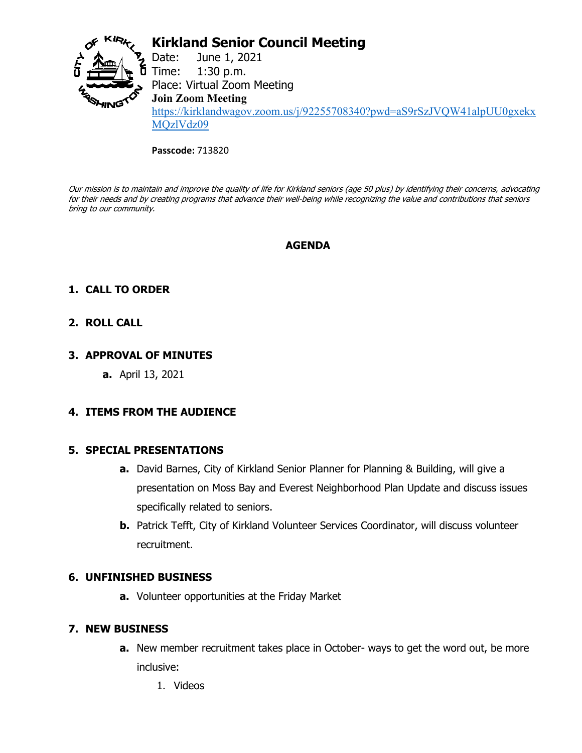# Kirkland Senior Council Meeting

Date: June 1, 2021
Time: 1:30 p.m.
Place: Virtual Zoom Meeting
**Join Zoom Meeting**
https://kirklandwagov.zoom.us/j/92255708340?pwd=aS9rSzJVQW41alpUU0gxekxMQzlVdz09

**Passcode:** 713820

*Our mission is to maintain and improve the quality of life for Kirkland seniors (age 50 plus) by identifying their concerns, advocating for their needs and by creating programs that advance their well-being while recognizing the value and contributions that seniors bring to our community.*

## AGENDA

1. **CALL TO ORDER**

2. **ROLL CALL**

3. **APPROVAL OF MINUTES**
   - **a.** April 13, 2021

4. **ITEMS FROM THE AUDIENCE**

5. **SPECIAL PRESENTATIONS**
   - **a.** David Barnes, City of Kirkland Senior Planner for Planning & Building, will give a presentation on Moss Bay and Everest Neighborhood Plan Update and discuss issues specifically related to seniors.
   - **b.** Patrick Tefft, City of Kirkland Volunteer Services Coordinator, will discuss volunteer recruitment.

6. **UNFINISHED BUSINESS**
   - **a.** Volunteer opportunities at the Friday Market

7. **NEW BUSINESS**
   - **a.** New member recruitment takes place in October- ways to get the word out, be more inclusive:
     1. Videos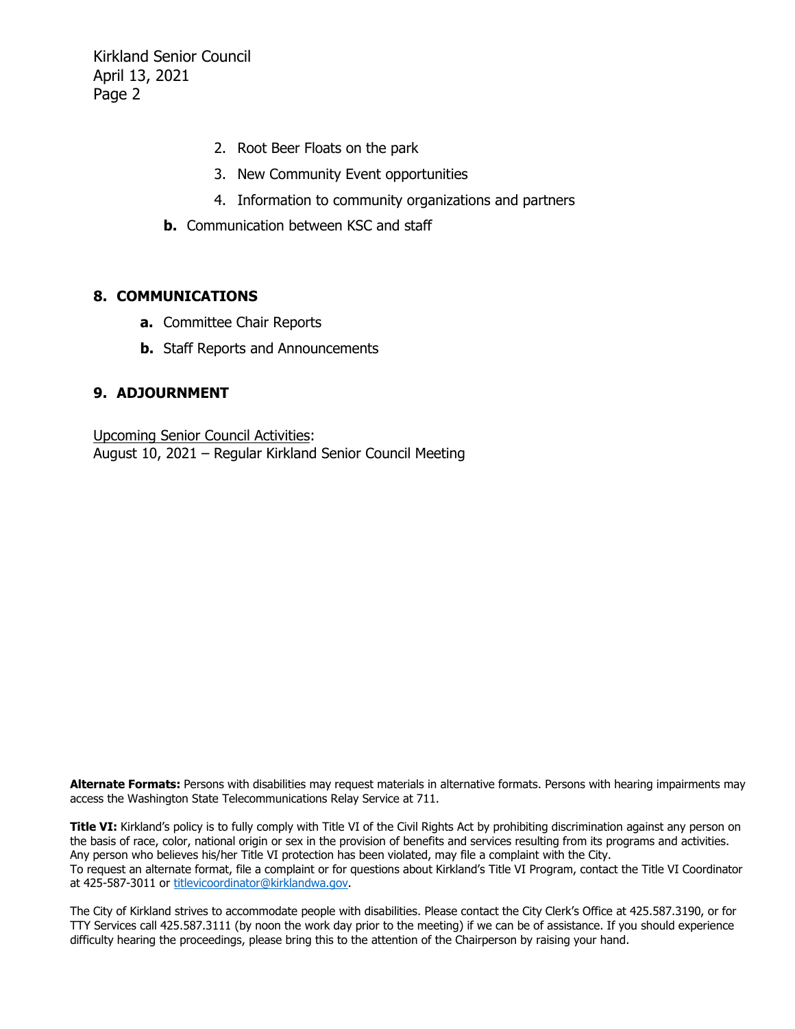2. Root Beer Floats on the park
3. New Community Event opportunities
4. Information to community organizations and partners

**b.** Communication between KSC and staff

## 8. COMMUNICATIONS

**a.** Committee Chair Reports

**b.** Staff Reports and Announcements

## 9. ADJOURNMENT

Upcoming Senior Council Activities:
August 10, 2021 – Regular Kirkland Senior Council Meeting

**Alternate Formats:** Persons with disabilities may request materials in alternative formats. Persons with hearing impairments may access the Washington State Telecommunications Relay Service at 711.

**Title VI:** Kirkland's policy is to fully comply with Title VI of the Civil Rights Act by prohibiting discrimination against any person on the basis of race, color, national origin or sex in the provision of benefits and services resulting from its programs and activities. Any person who believes his/her Title VI protection has been violated, may file a complaint with the City.
To request an alternate format, file a complaint or for questions about Kirkland's Title VI Program, contact the Title VI Coordinator at 425-587-3011 or titlevicoordinator@kirklandwa.gov.

The City of Kirkland strives to accommodate people with disabilities. Please contact the City Clerk's Office at 425.587.3190, or for TTY Services call 425.587.3111 (by noon the work day prior to the meeting) if we can be of assistance. If you should experience difficulty hearing the proceedings, please bring this to the attention of the Chairperson by raising your hand.